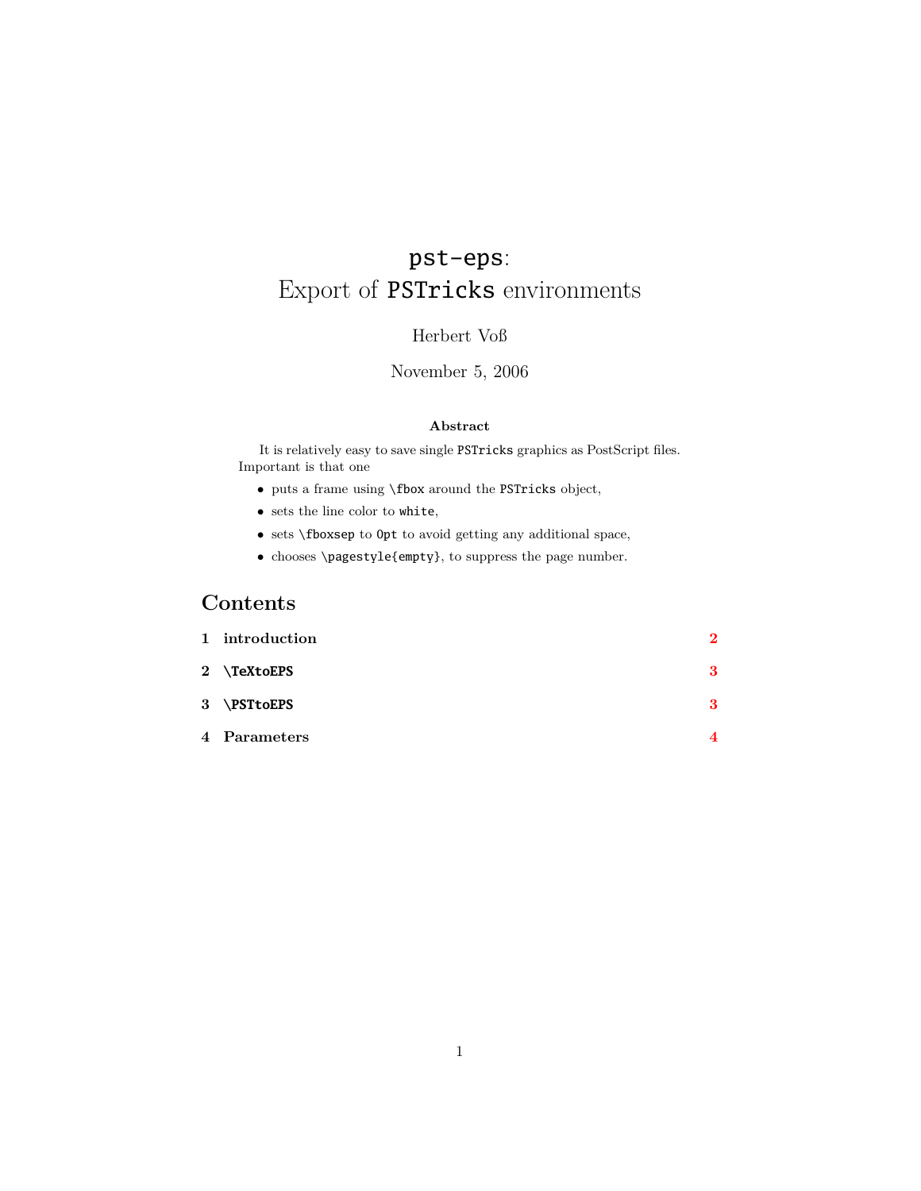# `pst-eps`: Export of `PSTricks` environments

Herbert Voß

November 5, 2006

**Abstract**

It is relatively easy to save single `PSTricks` graphics as PostScript files. Important is that one

- puts a frame using `\fbox` around the `PSTricks` object,
- sets the line color to `white`,
- sets `\fboxsep` to `0pt` to avoid getting any additional space,
- chooses `\pagestyle{empty}`, to suppress the page number.

## Contents

1 introduction 2

2 \TeXtoEPS 3

3 \PSTtoEPS 3

4 Parameters 4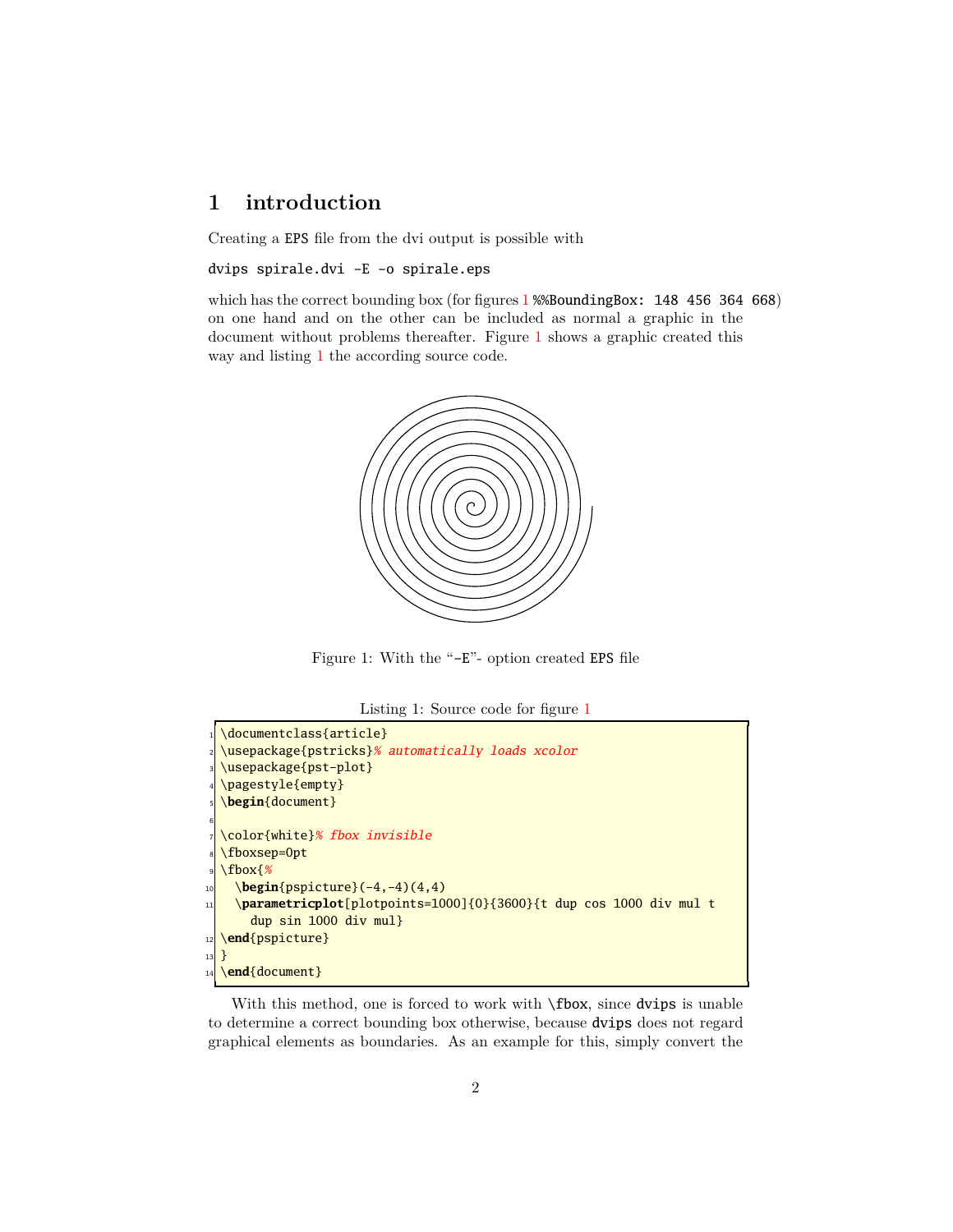# 1 introduction

Creating a EPS file from the dvi output is possible with

dvips spirale.dvi -E -o spirale.eps

which has the correct bounding box (for figures 1 %%BoundingBox: 148 456 364 668) on one hand and on the other can be included as normal a graphic in the document without problems thereafter. Figure 1 shows a graphic created this way and listing 1 the according source code.

Figure 1: With the "-E"- option created EPS file

Listing 1: Source code for figure 1

```
\documentclass{article}
\usepackage{pstricks}% automatically loads xcolor
\usepackage{pst-plot}
\pagestyle{empty}
\begin{document}

\color{white}% fbox invisible
\fboxsep=0pt
\fbox{%
  \begin{pspicture}(-4,-4)(4,4)
  \parametricplot[plotpoints=1000]{0}{3600}{t dup cos 1000 div mul t
    dup sin 1000 div mul}
\end{pspicture}
}
\end{document}
```

With this method, one is forced to work with \fbox, since dvips is unable to determine a correct bounding box otherwise, because dvips does not regard graphical elements as boundaries. As an example for this, simply convert the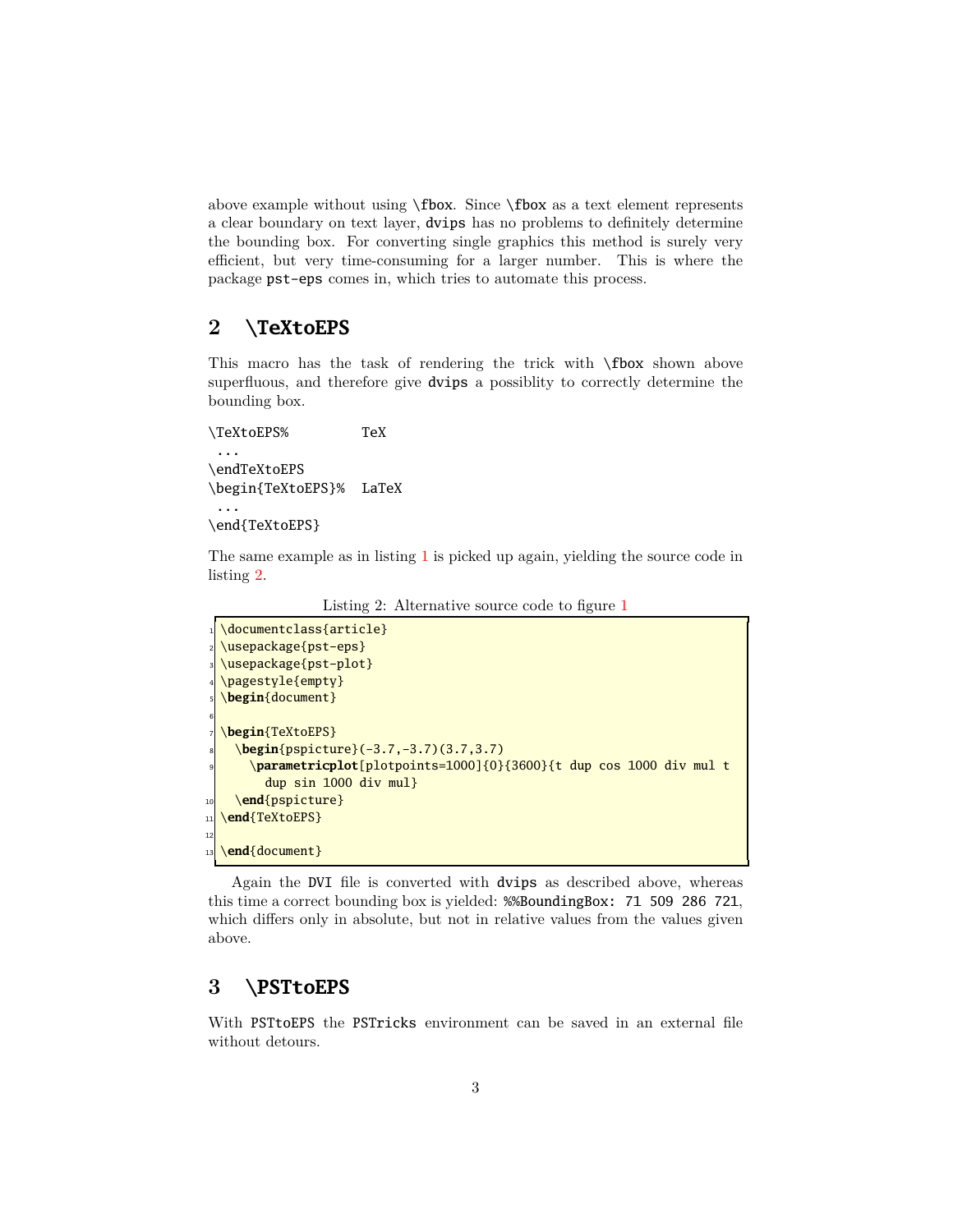above example without using `\fbox`. Since `\fbox` as a text element represents a clear boundary on text layer, `dvips` has no problems to definitely determine the bounding box. For converting single graphics this method is surely very efficient, but very time-consuming for a larger number. This is where the package `pst-eps` comes in, which tries to automate this process.

## 2 \TeXtoEPS

This macro has the task of rendering the trick with `\fbox` shown above superfluous, and therefore give `dvips` a possiblity to correctly determine the bounding box.

```
\TeXtoEPS%         TeX
 ...
\endTeXtoEPS
\begin{TeXtoEPS}%  LaTeX
 ...
\end{TeXtoEPS}
```

The same example as in listing 1 is picked up again, yielding the source code in listing 2.

Listing 2: Alternative source code to figure 1

```
\documentclass{article}
\usepackage{pst-eps}
\usepackage{pst-plot}
\pagestyle{empty}
\begin{document}

\begin{TeXtoEPS}
  \begin{pspicture}(-3.7,-3.7)(3.7,3.7)
    \parametricplot[plotpoints=1000]{0}{3600}{t dup cos 1000 div mul t
      dup sin 1000 div mul}
  \end{pspicture}
\end{TeXtoEPS}

\end{document}
```

Again the DVI file is converted with `dvips` as described above, whereas this time a correct bounding box is yielded: `%%BoundingBox: 71 509 286 721`, which differs only in absolute, but not in relative values from the values given above.

## 3 \PSTtoEPS

With `PSTtoEPS` the `PSTricks` environment can be saved in an external file without detours.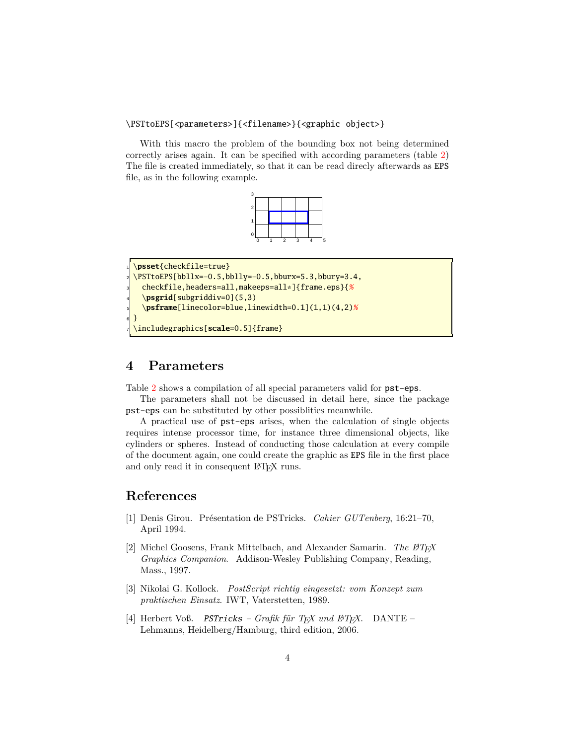```
\PSTtoEPS[<parameters>]{<filename>}{<graphic object>}
```

With this macro the problem of the bounding box not being determined correctly arises again. It can be specified with according parameters (table 2) The file is created immediately, so that it can be read direcly afterwards as EPS file, as in the following example.

```
\psset{checkfile=true}
\PSTtoEPS[bbllx=-0.5,bblly=-0.5,bburx=5.3,bbury=3.4,
  checkfile,headers=all,makeeps=all*]{frame.eps}{%
  \psgrid[subgriddiv=0](5,3)
  \psframe[linecolor=blue,linewidth=0.1](1,1)(4,2)%
}
\includegraphics[scale=0.5]{frame}
```

## 4 Parameters

Table 2 shows a compilation of all special parameters valid for pst-eps.

The parameters shall not be discussed in detail here, since the package pst-eps can be substituted by other possiblities meanwhile.

A practical use of pst-eps arises, when the calculation of single objects requires intense processor time, for instance three dimensional objects, like cylinders or spheres. Instead of conducting those calculation at every compile of the document again, one could create the graphic as EPS file in the first place and only read it in consequent LaTeX runs.

## References

[1] Denis Girou. Présentation de PSTricks. *Cahier GUTenberg*, 16:21–70, April 1994.

[2] Michel Goosens, Frank Mittelbach, and Alexander Samarin. *The LaTeX Graphics Companion*. Addison-Wesley Publishing Company, Reading, Mass., 1997.

[3] Nikolai G. Kollock. *PostScript richtig eingesetzt: vom Konzept zum praktischen Einsatz*. IWT, Vaterstetten, 1989.

[4] Herbert Voß. *PSTricks – Grafik für TeX und LaTeX*. DANTE – Lehmanns, Heidelberg/Hamburg, third edition, 2006.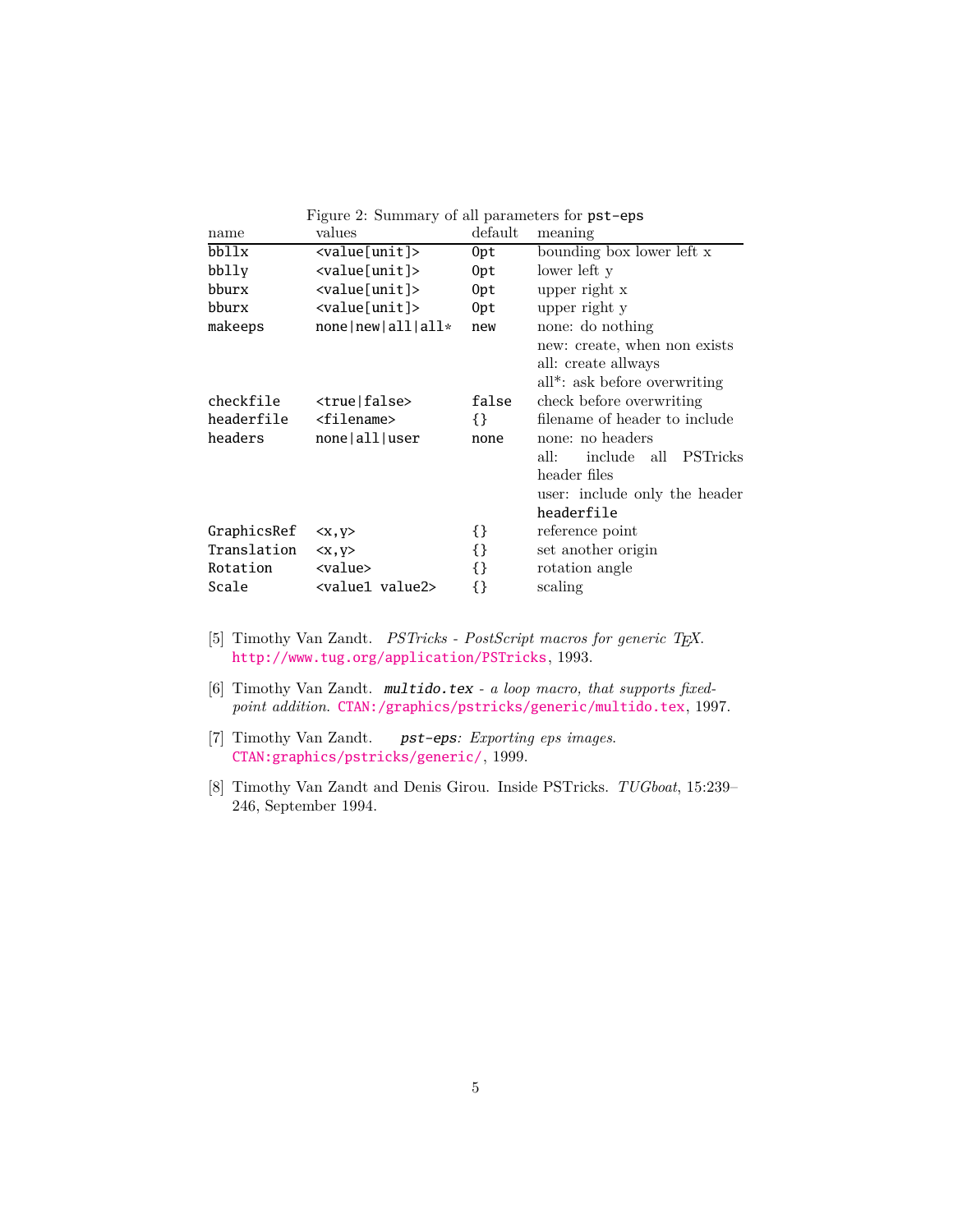Figure 2: Summary of all parameters for `pst-eps`

| name | values | default | meaning |
|---|---|---|---|
| `bbllx` | `<value[unit]>` | `0pt` | bounding box lower left x |
| `bblly` | `<value[unit]>` | `0pt` | lower left y |
| `bburx` | `<value[unit]>` | `0pt` | upper right x |
| `bburx` | `<value[unit]>` | `0pt` | upper right y |
| `makeeps` | `none|new|all|all*` | `new` | none: do nothing<br>new: create, when non exists<br>all: create allways<br>all*: ask before overwriting |
| `checkfile` | `<true|false>` | `false` | check before overwriting |
| `headerfile` | `<filename>` | `{}` | filename of header to include |
| `headers` | `none|all|user` | `none` | none: no headers<br>all: include all PSTricks header files<br>user: include only the header `headerfile` |
| `GraphicsRef` | `<x,y>` | `{}` | reference point |
| `Translation` | `<x,y>` | `{}` | set another origin |
| `Rotation` | `<value>` | `{}` | rotation angle |
| `Scale` | `<value1 value2>` | `{}` | scaling |

[5] Timothy Van Zandt. *PSTricks - PostScript macros for generic TEX*. http://www.tug.org/application/PSTricks, 1993.

[6] Timothy Van Zandt. *`multido.tex` - a loop macro, that supports fixed-point addition*. CTAN:/graphics/pstricks/generic/multido.tex, 1997.

[7] Timothy Van Zandt. *`pst-eps`: Exporting eps images*. CTAN:graphics/pstricks/generic/, 1999.

[8] Timothy Van Zandt and Denis Girou. Inside PSTricks. *TUGboat*, 15:239–246, September 1994.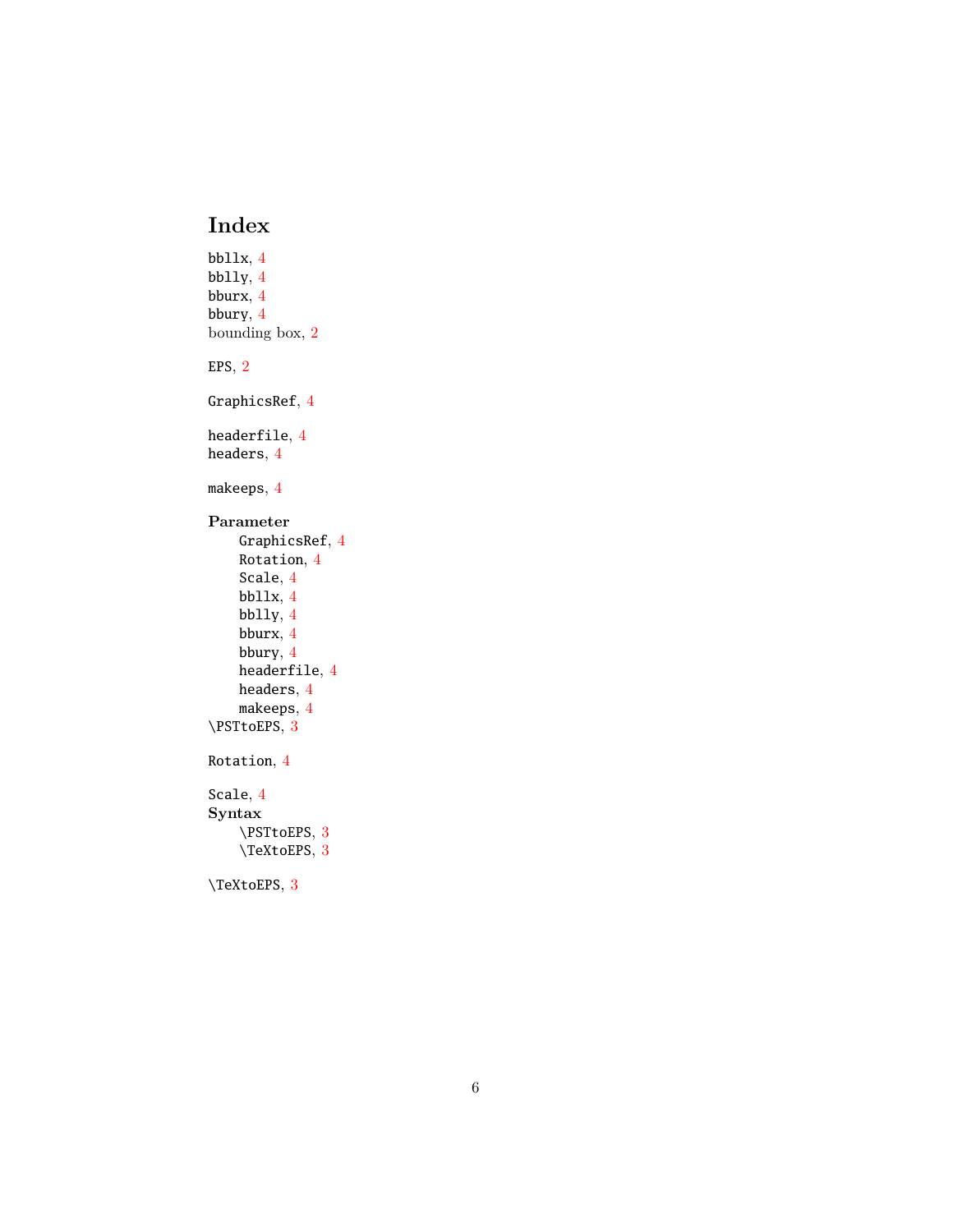# Index

bbllx, 4
bblly, 4
bburx, 4
bbury, 4
bounding box, 2

EPS, 2

GraphicsRef, 4

headerfile, 4
headers, 4

makeeps, 4

**Parameter**
- GraphicsRef, 4
- Rotation, 4
- Scale, 4
- bbllx, 4
- bblly, 4
- bburx, 4
- bbury, 4
- headerfile, 4
- headers, 4
- makeeps, 4

\PSTtoEPS, 3

Rotation, 4

Scale, 4

**Syntax**
- \PSTtoEPS, 3
- \TeXtoEPS, 3

\TeXtoEPS, 3